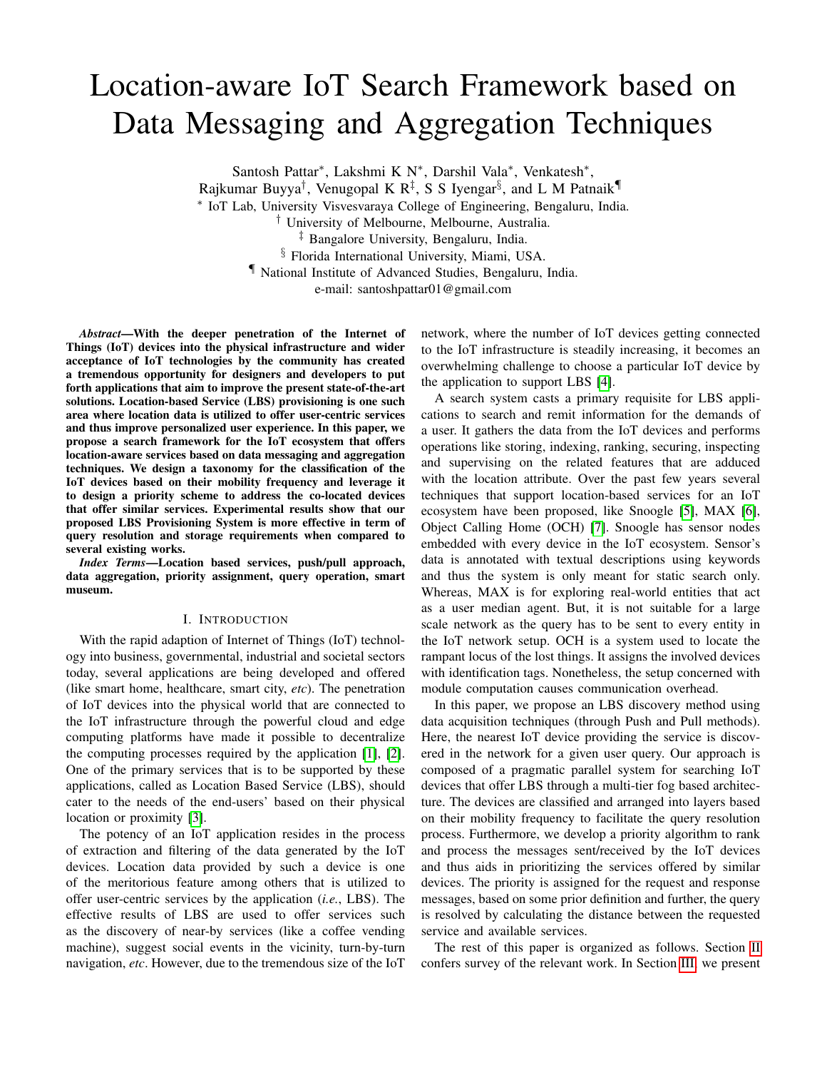# Location-aware IoT Search Framework based on Data Messaging and Aggregation Techniques

Santosh Pattar[*], Lakshmi K N[*], Darshil Vala[*], Venkatesh[*],
Rajkumar Buyya[†], Venugopal K R[‡], S S Iyengar[§], and L M Patnaik[¶]

[*] IoT Lab, University Visvesvaraya College of Engineering, Bengaluru, India.
[†] University of Melbourne, Melbourne, Australia.
[‡] Bangalore University, Bengaluru, India.
[§] Florida International University, Miami, USA.
[¶] National Institute of Advanced Studies, Bengaluru, India.
e-mail: santoshpattar01@gmail.com

***Abstract*—With the deeper penetration of the Internet of Things (IoT) devices into the physical infrastructure and wider acceptance of IoT technologies by the community has created a tremendous opportunity for designers and developers to put forth applications that aim to improve the present state-of-the-art solutions. Location-based Service (LBS) provisioning is one such area where location data is utilized to offer user-centric services and thus improve personalized user experience. In this paper, we propose a search framework for the IoT ecosystem that offers location-aware services based on data messaging and aggregation techniques. We design a taxonomy for the classification of the IoT devices based on their mobility frequency and leverage it to design a priority scheme to address the co-located devices that offer similar services. Experimental results show that our proposed LBS Provisioning System is more effective in term of query resolution and storage requirements when compared to several existing works.**

***Index Terms*—Location based services, push/pull approach, data aggregation, priority assignment, query operation, smart museum.**

## I. Introduction

With the rapid adaption of Internet of Things (IoT) technology into business, governmental, industrial and societal sectors today, several applications are being developed and offered (like smart home, healthcare, smart city, *etc*). The penetration of IoT devices into the physical world that are connected to the IoT infrastructure through the powerful cloud and edge computing platforms have made it possible to decentralize the computing processes required by the application [1], [2]. One of the primary services that is to be supported by these applications, called as Location Based Service (LBS), should cater to the needs of the end-users' based on their physical location or proximity [3].

The potency of an IoT application resides in the process of extraction and filtering of the data generated by the IoT devices. Location data provided by such a device is one of the meritorious feature among others that is utilized to offer user-centric services by the application (*i.e.*, LBS). The effective results of LBS are used to offer services such as the discovery of near-by services (like a coffee vending machine), suggest social events in the vicinity, turn-by-turn navigation, *etc*. However, due to the tremendous size of the IoT network, where the number of IoT devices getting connected to the IoT infrastructure is steadily increasing, it becomes an overwhelming challenge to choose a particular IoT device by the application to support LBS [4].

A search system casts a primary requisite for LBS applications to search and remit information for the demands of a user. It gathers the data from the IoT devices and performs operations like storing, indexing, ranking, securing, inspecting and supervising on the related features that are adduced with the location attribute. Over the past few years several techniques that support location-based services for an IoT ecosystem have been proposed, like Snoogle [5], MAX [6], Object Calling Home (OCH) [7]. Snoogle has sensor nodes embedded with every device in the IoT ecosystem. Sensor's data is annotated with textual descriptions using keywords and thus the system is only meant for static search only. Whereas, MAX is for exploring real-world entities that act as a user median agent. But, it is not suitable for a large scale network as the query has to be sent to every entity in the IoT network setup. OCH is a system used to locate the rampant locus of the lost things. It assigns the involved devices with identification tags. Nonetheless, the setup concerned with module computation causes communication overhead.

In this paper, we propose an LBS discovery method using data acquisition techniques (through Push and Pull methods). Here, the nearest IoT device providing the service is discovered in the network for a given user query. Our approach is composed of a pragmatic parallel system for searching IoT devices that offer LBS through a multi-tier fog based architecture. The devices are classified and arranged into layers based on their mobility frequency to facilitate the query resolution process. Furthermore, we develop a priority algorithm to rank and process the messages sent/received by the IoT devices and thus aids in prioritizing the services offered by similar devices. The priority is assigned for the request and response messages, based on some prior definition and further, the query is resolved by calculating the distance between the requested service and available services.

The rest of this paper is organized as follows. Section II confers survey of the relevant work. In Section III, we present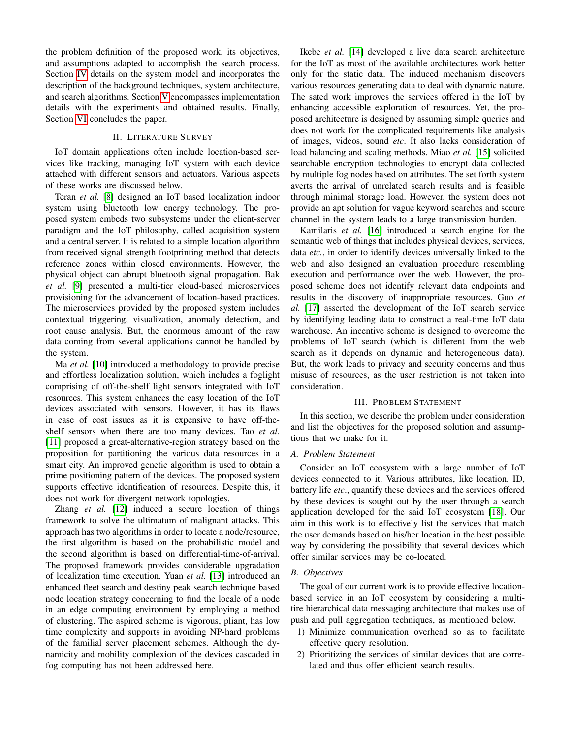the problem definition of the proposed work, its objectives, and assumptions adapted to accomplish the search process. Section IV details on the system model and incorporates the description of the background techniques, system architecture, and search algorithms. Section V encompasses implementation details with the experiments and obtained results. Finally, Section VI concludes the paper.

## II. Literature Survey

IoT domain applications often include location-based services like tracking, managing IoT system with each device attached with different sensors and actuators. Various aspects of these works are discussed below.

Teran *et al.* [8] designed an IoT based localization indoor system using bluetooth low energy technology. The proposed system embeds two subsystems under the client-server paradigm and the IoT philosophy, called acquisition system and a central server. It is related to a simple location algorithm from received signal strength footprinting method that detects reference zones within closed environments. However, the physical object can abrupt bluetooth signal propagation. Bak *et al.* [9] presented a multi-tier cloud-based microservices provisioning for the advancement of location-based practices. The microservices provided by the proposed system includes contextual triggering, visualization, anomaly detection, and root cause analysis. But, the enormous amount of the raw data coming from several applications cannot be handled by the system.

Ma *et al.* [10] introduced a methodology to provide precise and effortless localization solution, which includes a foglight comprising of off-the-shelf light sensors integrated with IoT resources. This system enhances the easy location of the IoT devices associated with sensors. However, it has its flaws in case of cost issues as it is expensive to have off-the-shelf sensors when there are too many devices. Tao *et al.* [11] proposed a great-alternative-region strategy based on the proposition for partitioning the various data resources in a smart city. An improved genetic algorithm is used to obtain a prime positioning pattern of the devices. The proposed system supports effective identification of resources. Despite this, it does not work for divergent network topologies.

Zhang *et al.* [12] induced a secure location of things framework to solve the ultimatum of malignant attacks. This approach has two algorithms in order to locate a node/resource, the first algorithm is based on the probabilistic model and the second algorithm is based on differential-time-of-arrival. The proposed framework provides considerable upgradation of localization time execution. Yuan *et al.* [13] introduced an enhanced fleet search and destiny peak search technique based node location strategy concerning to find the locale of a node in an edge computing environment by employing a method of clustering. The aspired scheme is vigorous, pliant, has low time complexity and supports in avoiding NP-hard problems of the familial server placement schemes. Although the dynamicity and mobility complexion of the devices cascaded in fog computing has not been addressed here.

Ikebe *et al.* [14] developed a live data search architecture for the IoT as most of the available architectures work better only for the static data. The induced mechanism discovers various resources generating data to deal with dynamic nature. The sated work improves the services offered in the IoT by enhancing accessible exploration of resources. Yet, the proposed architecture is designed by assuming simple queries and does not work for the complicated requirements like analysis of images, videos, sound *etc*. It also lacks consideration of load balancing and scaling methods. Miao *et al.* [15] solicited searchable encryption technologies to encrypt data collected by multiple fog nodes based on attributes. The set forth system averts the arrival of unrelated search results and is feasible through minimal storage load. However, the system does not provide an apt solution for vague keyword searches and secure channel in the system leads to a large transmission burden.

Kamilaris *et al.* [16] introduced a search engine for the semantic web of things that includes physical devices, services, data *etc.*, in order to identify devices universally linked to the web and also designed an evaluation procedure resembling execution and performance over the web. However, the proposed scheme does not identify relevant data endpoints and results in the discovery of inappropriate resources. Guo *et al.* [17] asserted the development of the IoT search service by identifying leading data to construct a real-time IoT data warehouse. An incentive scheme is designed to overcome the problems of IoT search (which is different from the web search as it depends on dynamic and heterogeneous data). But, the work leads to privacy and security concerns and thus misuse of resources, as the user restriction is not taken into consideration.

## III. Problem Statement

In this section, we describe the problem under consideration and list the objectives for the proposed solution and assumptions that we make for it.

### A. Problem Statement

Consider an IoT ecosystem with a large number of IoT devices connected to it. Various attributes, like location, ID, battery life *etc*., quantify these devices and the services offered by these devices is sought out by the user through a search application developed for the said IoT ecosystem [18]. Our aim in this work is to effectively list the services that match the user demands based on his/her location in the best possible way by considering the possibility that several devices which offer similar services may be co-located.

### B. Objectives

The goal of our current work is to provide effective location-based service in an IoT ecosystem by considering a multi-tire hierarchical data messaging architecture that makes use of push and pull aggregation techniques, as mentioned below.

1) Minimize communication overhead so as to facilitate effective query resolution.
2) Prioritizing the services of similar devices that are correlated and thus offer efficient search results.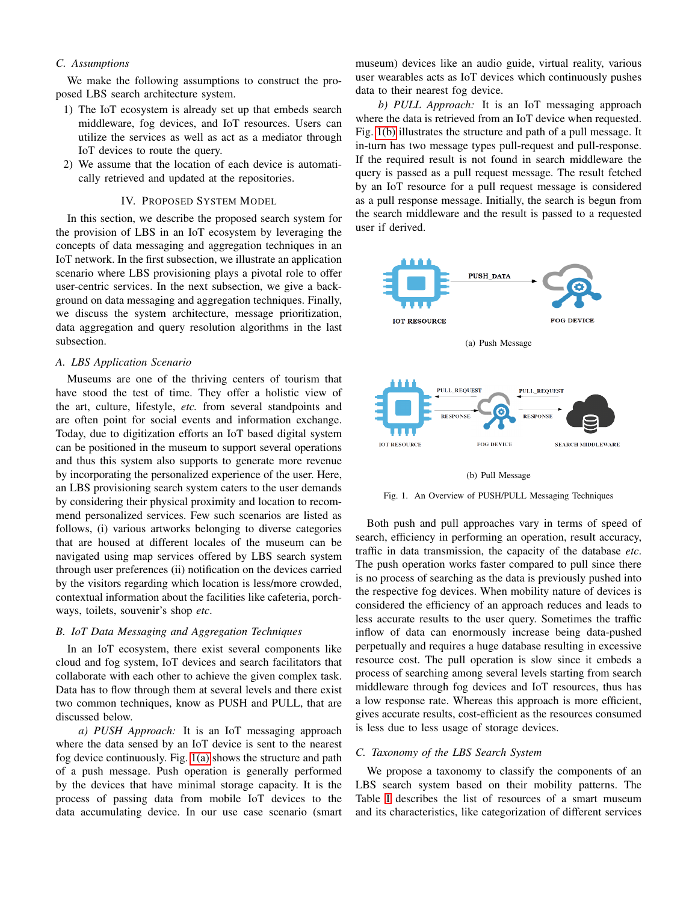### C. Assumptions

We make the following assumptions to construct the proposed LBS search architecture system.

1) The IoT ecosystem is already set up that embeds search middleware, fog devices, and IoT resources. Users can utilize the services as well as act as a mediator through IoT devices to route the query.
2) We assume that the location of each device is automatically retrieved and updated at the repositories.

## IV. Proposed System Model

In this section, we describe the proposed search system for the provision of LBS in an IoT ecosystem by leveraging the concepts of data messaging and aggregation techniques in an IoT network. In the first subsection, we illustrate an application scenario where LBS provisioning plays a pivotal role to offer user-centric services. In the next subsection, we give a background on data messaging and aggregation techniques. Finally, we discuss the system architecture, message prioritization, data aggregation and query resolution algorithms in the last subsection.

### A. LBS Application Scenario

Museums are one of the thriving centers of tourism that have stood the test of time. They offer a holistic view of the art, culture, lifestyle, *etc.* from several standpoints and are often point for social events and information exchange. Today, due to digitization efforts an IoT based digital system can be positioned in the museum to support several operations and thus this system also supports to generate more revenue by incorporating the personalized experience of the user. Here, an LBS provisioning search system caters to the user demands by considering their physical proximity and location to recommend personalized services. Few such scenarios are listed as follows, (i) various artworks belonging to diverse categories that are housed at different locales of the museum can be navigated using map services offered by LBS search system through user preferences (ii) notification on the devices carried by the visitors regarding which location is less/more crowded, contextual information about the facilities like cafeteria, porchways, toilets, souvenir's shop *etc.*

### B. IoT Data Messaging and Aggregation Techniques

In an IoT ecosystem, there exist several components like cloud and fog system, IoT devices and search facilitators that collaborate with each other to achieve the given complex task. Data has to flow through them at several levels and there exist two common techniques, know as PUSH and PULL, that are discussed below.

*a) PUSH Approach:* It is an IoT messaging approach where the data sensed by an IoT device is sent to the nearest fog device continuously. Fig. 1(a) shows the structure and path of a push message. Push operation is generally performed by the devices that have minimal storage capacity. It is the process of passing data from mobile IoT devices to the data accumulating device. In our use case scenario (smart museum) devices like an audio guide, virtual reality, various user wearables acts as IoT devices which continuously pushes data to their nearest fog device.

*b) PULL Approach:* It is an IoT messaging approach where the data is retrieved from an IoT device when requested. Fig. 1(b) illustrates the structure and path of a pull message. It in-turn has two message types pull-request and pull-response. If the required result is not found in search middleware the query is passed as a pull request message. The result fetched by an IoT resource for a pull request message is considered as a pull response message. Initially, the search is begun from the search middleware and the result is passed to a requested user if derived.

PUSH_DATA
IOT RESOURCE
FOG DEVICE

(a) Push Message

PULL_REQUEST
RESPONSE
PULL_REQUEST
RESPONSE
IOT RESOURCE
FOG DEVICE
SEARCH MIDDLEWARE

(b) Pull Message

Fig. 1. An Overview of PUSH/PULL Messaging Techniques

Both push and pull approaches vary in terms of speed of search, efficiency in performing an operation, result accuracy, traffic in data transmission, the capacity of the database *etc.* The push operation works faster compared to pull since there is no process of searching as the data is previously pushed into the respective fog devices. When mobility nature of devices is considered the efficiency of an approach reduces and leads to less accurate results to the user query. Sometimes the traffic inflow of data can enormously increase being data-pushed perpetually and requires a huge database resulting in excessive resource cost. The pull operation is slow since it embeds a process of searching among several levels starting from search middleware through fog devices and IoT resources, thus has a low response rate. Whereas this approach is more efficient, gives accurate results, cost-efficient as the resources consumed is less due to less usage of storage devices.

### C. Taxonomy of the LBS Search System

We propose a taxonomy to classify the components of an LBS search system based on their mobility patterns. The Table I describes the list of resources of a smart museum and its characteristics, like categorization of different services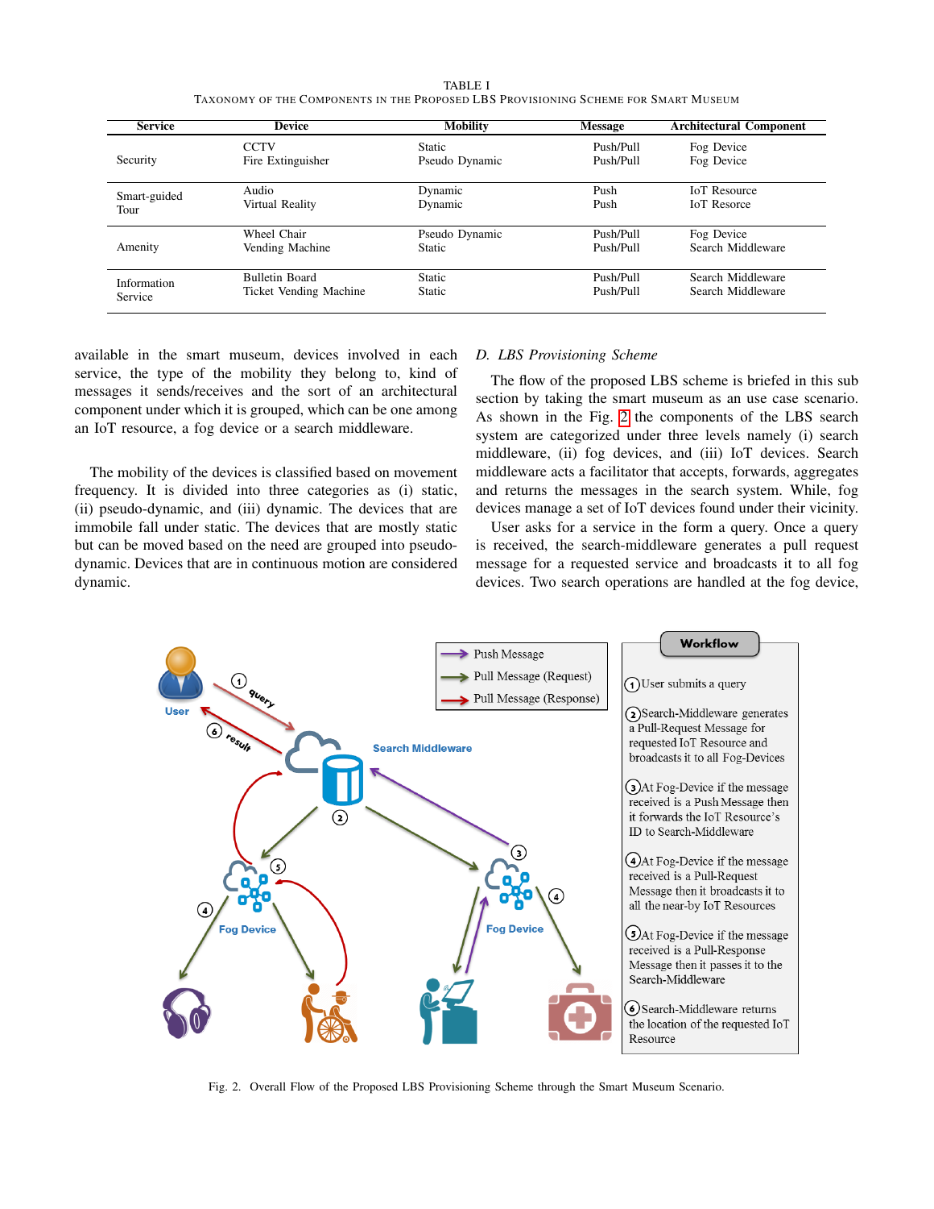TABLE I

TAXONOMY OF THE COMPONENTS IN THE PROPOSED LBS PROVISIONING SCHEME FOR SMART MUSEUM

| Service | Device | Mobility | Message | Architectural Component |
|---|---|---|---|---|
| Security | CCTV | Static | Push/Pull | Fog Device |
| | Fire Extinguisher | Pseudo Dynamic | Push/Pull | Fog Device |
| Smart-guided Tour | Audio | Dynamic | Push | IoT Resource |
| | Virtual Reality | Dynamic | Push | IoT Resorce |
| Amenity | Wheel Chair | Pseudo Dynamic | Push/Pull | Fog Device |
| | Vending Machine | Static | Push/Pull | Search Middleware |
| Information Service | Bulletin Board | Static | Push/Pull | Search Middleware |
| | Ticket Vending Machine | Static | Push/Pull | Search Middleware |

available in the smart museum, devices involved in each service, the type of the mobility they belong to, kind of messages it sends/receives and the sort of an architectural component under which it is grouped, which can be one among an IoT resource, a fog device or a search middleware.

The mobility of the devices is classified based on movement frequency. It is divided into three categories as (i) static, (ii) pseudo-dynamic, and (iii) dynamic. The devices that are immobile fall under static. The devices that are mostly static but can be moved based on the need are grouped into pseudo-dynamic. Devices that are in continuous motion are considered dynamic.

### D. LBS Provisioning Scheme

The flow of the proposed LBS scheme is briefed in this sub section by taking the smart museum as an use case scenario. As shown in the Fig. 2 the components of the LBS search system are categorized under three levels namely (i) search middleware, (ii) fog devices, and (iii) IoT devices. Search middleware acts a facilitator that accepts, forwards, aggregates and returns the messages in the search system. While, fog devices manage a set of IoT devices found under their vicinity.

User asks for a service in the form a query. Once a query is received, the search-middleware generates a pull request message for a requested service and broadcasts it to all fog devices. Two search operations are handled at the fog device,

Fig. 2. Overall Flow of the Proposed LBS Provisioning Scheme through the Smart Museum Scenario.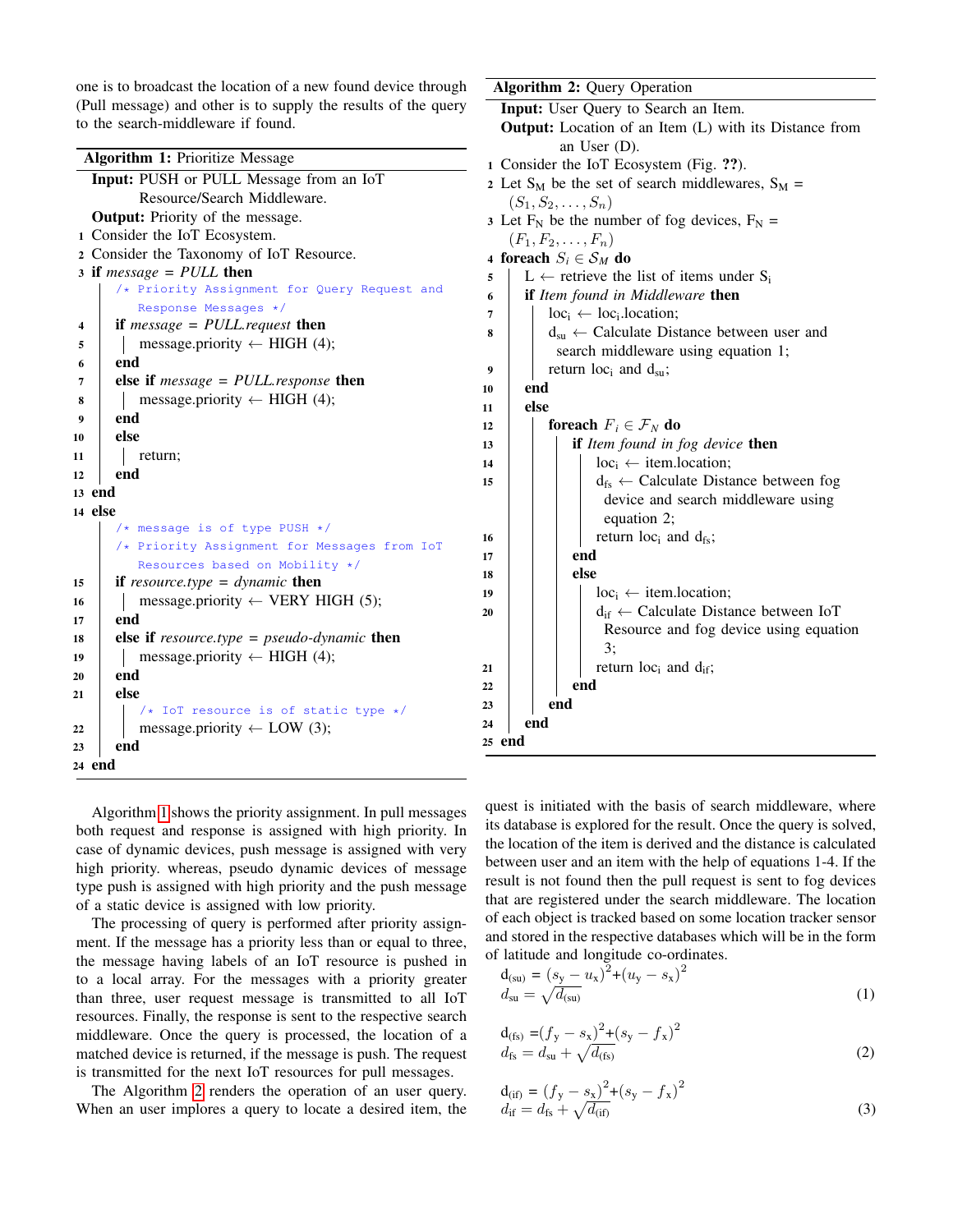one is to broadcast the location of a new found device through (Pull message) and other is to supply the results of the query to the search-middleware if found.

**Algorithm 1:** Prioritize Message

```
Input: PUSH or PULL Message from an IoT
       Resource/Search Middleware.
Output: Priority of the message.
1  Consider the IoT Ecosystem.
2  Consider the Taxonomy of IoT Resource.
3  if message = PULL then
       /* Priority Assignment for Query Request and
          Response Messages */
4      if message = PULL.request then
5          message.priority ← HIGH (4);
6      end
7      else if message = PULL.response then
8          message.priority ← HIGH (4);
9      end
10     else
11         return;
12     end
13 end
14 else
       /* message is of type PUSH */
       /* Priority Assignment for Messages from IoT
          Resources based on Mobility */
15     if resource.type = dynamic then
16         message.priority ← VERY HIGH (5);
17     end
18     else if resource.type = pseudo-dynamic then
19         message.priority ← HIGH (4);
20     end
21     else
           /* IoT resource is of static type */
22         message.priority ← LOW (3);
23     end
24 end
```

Algorithm 1 shows the priority assignment. In pull messages both request and response is assigned with high priority. In case of dynamic devices, push message is assigned with very high priority. whereas, pseudo dynamic devices of message type push is assigned with high priority and the push message of a static device is assigned with low priority.

The processing of query is performed after priority assignment. If the message has a priority less than or equal to three, the message having labels of an IoT resource is pushed in to a local array. For the messages with a priority greater than three, user request message is transmitted to all IoT resources. Finally, the response is sent to the respective search middleware. Once the query is processed, the location of a matched device is returned, if the message is push. The request is transmitted for the next IoT resources for pull messages.

The Algorithm 2 renders the operation of an user query. When an user implores a query to locate a desired item, the

**Algorithm 2:** Query Operation

```
Input: User Query to Search an Item.
Output: Location of an Item (L) with its Distance from
        an User (D).
1  Consider the IoT Ecosystem (Fig. ??).
2  Let S_M be the set of search middlewares, S_M =
   (S_1, S_2, ..., S_n)
3  Let F_N be the number of fog devices, F_N =
   (F_1, F_2, ..., F_n)
4  foreach S_i ∈ S_M do
5      L ← retrieve the list of items under S_i
6      if Item found in Middleware then
7          loc_i ← loc_i.location;
8          d_su ← Calculate Distance between user and
              search middleware using equation 1;
9          return loc_i and d_su;
10     end
11     else
12         foreach F_i ∈ F_N do
13             if Item found in fog device then
14                 loc_i ← item.location;
15                 d_fs ← Calculate Distance between fog
                      device and search middleware using
                      equation 2;
16                 return loc_i and d_fs;
17             end
18             else
19                 loc_i ← item.location;
20                 d_if ← Calculate Distance between IoT
                      Resource and fog device using equation
                      3;
21                 return loc_i and d_if;
22             end
23         end
24     end
25 end
```

quest is initiated with the basis of search middleware, where its database is explored for the result. Once the query is solved, the location of the item is derived and the distance is calculated between user and an item with the help of equations 1-4. If the result is not found then the pull request is sent to fog devices that are registered under the search middleware. The location of each object is tracked based on some location tracker sensor and stored in the respective databases which will be in the form of latitude and longitude co-ordinates.

$$\mathrm{d_{(su)}} = (s_y - u_x)^2 + (u_y - s_x)^2$$
$$d_{su} = \sqrt{d_{(su)}} \tag{1}$$

$$\mathrm{d_{(fs)}} = (f_y - s_x)^2 + (s_y - f_x)^2$$
$$d_{fs} = d_{su} + \sqrt{d_{(fs)}} \tag{2}$$

$$\mathrm{d_{(if)}} = (f_y - s_x)^2 + (s_y - f_x)^2$$
$$d_{if} = d_{fs} + \sqrt{d_{(if)}} \tag{3}$$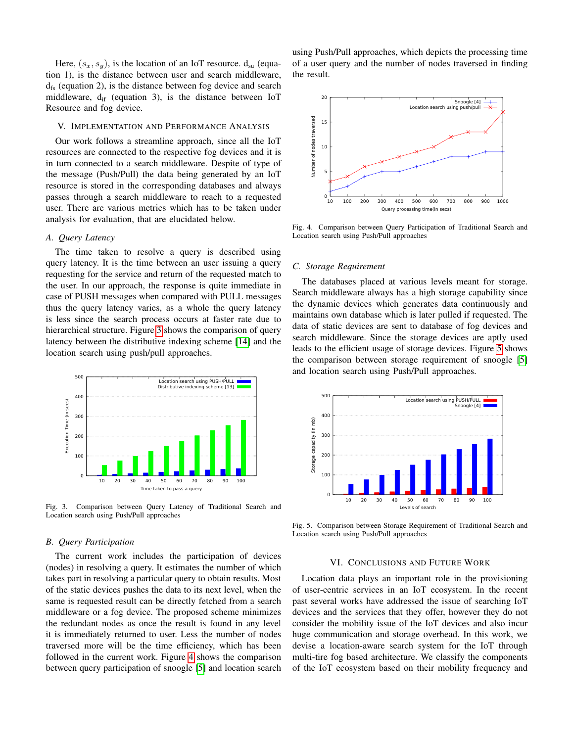Here, $(s_x, s_y)$, is the location of an IoT resource. $d_{su}$ (equation 1), is the distance between user and search middleware, $d_{fs}$ (equation 2), is the distance between fog device and search middleware, $d_{if}$ (equation 3), is the distance between IoT Resource and fog device.

## V. Implementation and Performance Analysis

Our work follows a streamline approach, since all the IoT resources are connected to the respective fog devices and it is in turn connected to a search middleware. Despite of type of the message (Push/Pull) the data being generated by an IoT resource is stored in the corresponding databases and always passes through a search middleware to reach to a requested user. There are various metrics which has to be taken under analysis for evaluation, that are elucidated below.

### A. Query Latency

The time taken to resolve a query is described using query latency. It is the time between an user issuing a query requesting for the service and return of the requested match to the user. In our approach, the response is quite immediate in case of PUSH messages when compared with PULL messages thus the query latency varies, as a whole the query latency is less since the search process occurs at faster rate due to hierarchical structure. Figure 3 shows the comparison of query latency between the distributive indexing scheme [14] and the location search using push/pull approaches.

Fig. 3. Comparison between Query Latency of Traditional Search and Location search using Push/Pull approaches

### B. Query Participation

The current work includes the participation of devices (nodes) in resolving a query. It estimates the number of which takes part in resolving a particular query to obtain results. Most of the static devices pushes the data to its next level, when the same is requested result can be directly fetched from a search middleware or a fog device. The proposed scheme minimizes the redundant nodes as once the result is found in any level it is immediately returned to user. Less the number of nodes traversed more will be the time efficiency, which has been followed in the current work. Figure 4 shows the comparison between query participation of snoogle [5] and location search using Push/Pull approaches, which depicts the processing time of a user query and the number of nodes traversed in finding the result.

Fig. 4. Comparison between Query Participation of Traditional Search and Location search using Push/Pull approaches

### C. Storage Requirement

The databases placed at various levels meant for storage. Search middleware always has a high storage capability since the dynamic devices which generates data continuously and maintains own database which is later pulled if requested. The data of static devices are sent to database of fog devices and search middleware. Since the storage devices are aptly used leads to the efficient usage of storage devices. Figure 5 shows the comparison between storage requirement of snoogle [5] and location search using Push/Pull approaches.

Fig. 5. Comparison between Storage Requirement of Traditional Search and Location search using Push/Pull approaches

## VI. Conclusions and Future Work

Location data plays an important role in the provisioning of user-centric services in an IoT ecosystem. In the recent past several works have addressed the issue of searching IoT devices and the services that they offer, however they do not consider the mobility issue of the IoT devices and also incur huge communication and storage overhead. In this work, we devise a location-aware search system for the IoT through multi-tire fog based architecture. We classify the components of the IoT ecosystem based on their mobility frequency and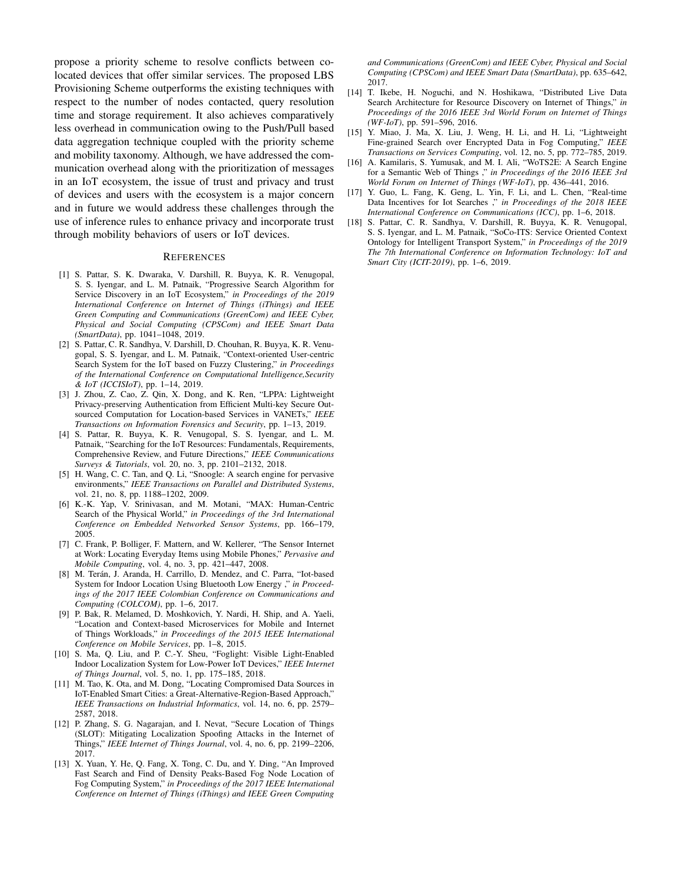propose a priority scheme to resolve conflicts between co-located devices that offer similar services. The proposed LBS Provisioning Scheme outperforms the existing techniques with respect to the number of nodes contacted, query resolution time and storage requirement. It also achieves comparatively less overhead in communication owing to the Push/Pull based data aggregation technique coupled with the priority scheme and mobility taxonomy. Although, we have addressed the communication overhead along with the prioritization of messages in an IoT ecosystem, the issue of trust and privacy and trust of devices and users with the ecosystem is a major concern and in future we would address these challenges through the use of inference rules to enhance privacy and incorporate trust through mobility behaviors of users or IoT devices.

## References

[1] S. Pattar, S. K. Dwaraka, V. Darshill, R. Buyya, K. R. Venugopal, S. S. Iyengar, and L. M. Patnaik, "Progressive Search Algorithm for Service Discovery in an IoT Ecosystem," *in Proceedings of the 2019 International Conference on Internet of Things (iThings) and IEEE Green Computing and Communications (GreenCom) and IEEE Cyber, Physical and Social Computing (CPSCom) and IEEE Smart Data (SmartData)*, pp. 1041–1048, 2019.

[2] S. Pattar, C. R. Sandhya, V. Darshill, D. Chouhan, R. Buyya, K. R. Venugopal, S. S. Iyengar, and L. M. Patnaik, "Context-oriented User-centric Search System for the IoT based on Fuzzy Clustering," *in Proceedings of the International Conference on Computational Intelligence,Security & IoT (ICCISIoT)*, pp. 1–14, 2019.

[3] J. Zhou, Z. Cao, Z. Qin, X. Dong, and K. Ren, "LPPA: Lightweight Privacy-preserving Authentication from Efficient Multi-key Secure Outsourced Computation for Location-based Services in VANETs," *IEEE Transactions on Information Forensics and Security*, pp. 1–13, 2019.

[4] S. Pattar, R. Buyya, K. R. Venugopal, S. S. Iyengar, and L. M. Patnaik, "Searching for the IoT Resources: Fundamentals, Requirements, Comprehensive Review, and Future Directions," *IEEE Communications Surveys & Tutorials*, vol. 20, no. 3, pp. 2101–2132, 2018.

[5] H. Wang, C. C. Tan, and Q. Li, "Snoogle: A search engine for pervasive environments," *IEEE Transactions on Parallel and Distributed Systems*, vol. 21, no. 8, pp. 1188–1202, 2009.

[6] K.-K. Yap, V. Srinivasan, and M. Motani, "MAX: Human-Centric Search of the Physical World," *in Proceedings of the 3rd International Conference on Embedded Networked Sensor Systems*, pp. 166–179, 2005.

[7] C. Frank, P. Bolliger, F. Mattern, and W. Kellerer, "The Sensor Internet at Work: Locating Everyday Items using Mobile Phones," *Pervasive and Mobile Computing*, vol. 4, no. 3, pp. 421–447, 2008.

[8] M. Terán, J. Aranda, H. Carrillo, D. Mendez, and C. Parra, "Iot-based System for Indoor Location Using Bluetooth Low Energy ," *in Proceedings of the 2017 IEEE Colombian Conference on Communications and Computing (COLCOM)*, pp. 1–6, 2017.

[9] P. Bak, R. Melamed, D. Moshkovich, Y. Nardi, H. Ship, and A. Yaeli, "Location and Context-based Microservices for Mobile and Internet of Things Workloads," *in Proceedings of the 2015 IEEE International Conference on Mobile Services*, pp. 1–8, 2015.

[10] S. Ma, Q. Liu, and P. C.-Y. Sheu, "Foglight: Visible Light-Enabled Indoor Localization System for Low-Power IoT Devices," *IEEE Internet of Things Journal*, vol. 5, no. 1, pp. 175–185, 2018.

[11] M. Tao, K. Ota, and M. Dong, "Locating Compromised Data Sources in IoT-Enabled Smart Cities: a Great-Alternative-Region-Based Approach," *IEEE Transactions on Industrial Informatics*, vol. 14, no. 6, pp. 2579–2587, 2018.

[12] P. Zhang, S. G. Nagarajan, and I. Nevat, "Secure Location of Things (SLOT): Mitigating Localization Spoofing Attacks in the Internet of Things," *IEEE Internet of Things Journal*, vol. 4, no. 6, pp. 2199–2206, 2017.

[13] X. Yuan, Y. He, Q. Fang, X. Tong, C. Du, and Y. Ding, "An Improved Fast Search and Find of Density Peaks-Based Fog Node Location of Fog Computing System," *in Proceedings of the 2017 IEEE International Conference on Internet of Things (iThings) and IEEE Green Computing and Communications (GreenCom) and IEEE Cyber, Physical and Social Computing (CPSCom) and IEEE Smart Data (SmartData)*, pp. 635–642, 2017.

[14] T. Ikebe, H. Noguchi, and N. Hoshikawa, "Distributed Live Data Search Architecture for Resource Discovery on Internet of Things," *in Proceedings of the 2016 IEEE 3rd World Forum on Internet of Things (WF-IoT)*, pp. 591–596, 2016.

[15] Y. Miao, J. Ma, X. Liu, J. Weng, H. Li, and H. Li, "Lightweight Fine-grained Search over Encrypted Data in Fog Computing," *IEEE Transactions on Services Computing*, vol. 12, no. 5, pp. 772–785, 2019.

[16] A. Kamilaris, S. Yumusak, and M. I. Ali, "WoTS2E: A Search Engine for a Semantic Web of Things ," *in Proceedings of the 2016 IEEE 3rd World Forum on Internet of Things (WF-IoT)*, pp. 436–441, 2016.

[17] Y. Guo, L. Fang, K. Geng, L. Yin, F. Li, and L. Chen, "Real-time Data Incentives for Iot Searches ," *in Proceedings of the 2018 IEEE International Conference on Communications (ICC)*, pp. 1–6, 2018.

[18] S. Pattar, C. R. Sandhya, V. Darshill, R. Buyya, K. R. Venugopal, S. S. Iyengar, and L. M. Patnaik, "SoCo-ITS: Service Oriented Context Ontology for Intelligent Transport System," *in Proceedings of the 2019 The 7th International Conference on Information Technology: IoT and Smart City (ICIT-2019)*, pp. 1–6, 2019.